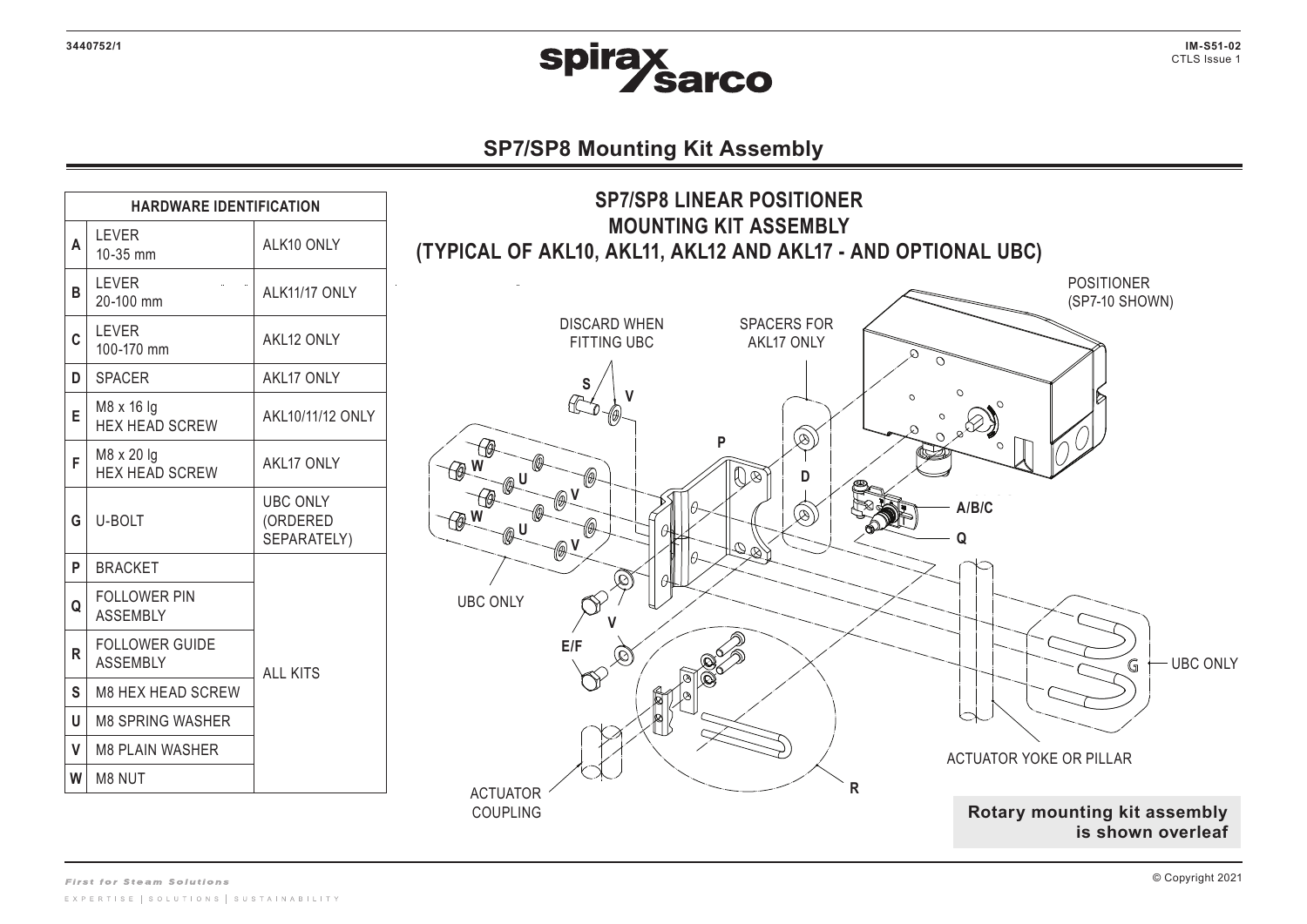3440752/1

IM-S51-02
CTLS Issue 1

# SP7/SP8 Mounting Kit Assembly

| HARDWARE IDENTIFICATION | | |
|---|---|---|
| A | LEVER 10-35 mm | ALK10 ONLY |
| B | LEVER 20-100 mm | ALK11/17 ONLY |
| C | LEVER 100-170 mm | AKL12 ONLY |
| D | SPACER | AKL17 ONLY |
| E | M8 x 16 lg HEX HEAD SCREW | AKL10/11/12 ONLY |
| F | M8 x 20 lg HEX HEAD SCREW | AKL17 ONLY |
| G | U-BOLT | UBC ONLY (ORDERED SEPARATELY) |
| P | BRACKET | ALL KITS |
| Q | FOLLOWER PIN ASSEMBLY | ALL KITS |
| R | FOLLOWER GUIDE ASSEMBLY | ALL KITS |
| S | M8 HEX HEAD SCREW | ALL KITS |
| U | M8 SPRING WASHER | ALL KITS |
| V | M8 PLAIN WASHER | ALL KITS |
| W | M8 NUT | ALL KITS |

## SP7/SP8 LINEAR POSITIONER MOUNTING KIT ASSEMBLY (TYPICAL OF AKL10, AKL11, AKL12 AND AKL17 - AND OPTIONAL UBC)

DISCARD WHEN FITTING UBC

SPACERS FOR AKL17 ONLY

POSITIONER (SP7-10 SHOWN)

UBC ONLY

ACTUATOR COUPLING

ACTUATOR YOKE OR PILLAR

**Rotary mounting kit assembly is shown overleaf**

© Copyright 2021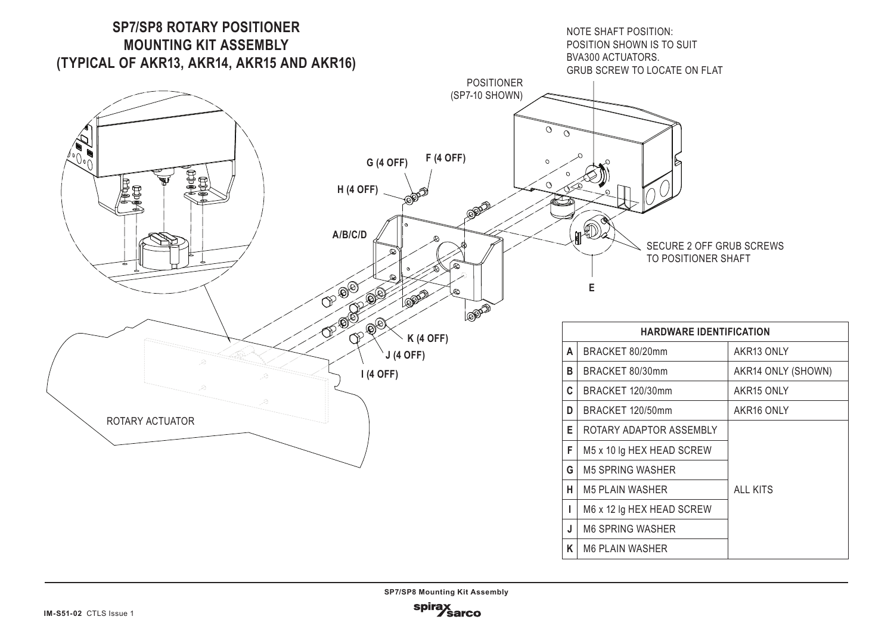# SP7/SP8 ROTARY POSITIONER MOUNTING KIT ASSEMBLY (TYPICAL OF AKR13, AKR14, AKR15 AND AKR16)

NOTE SHAFT POSITION:
POSITION SHOWN IS TO SUIT
BVA300 ACTUATORS.
GRUB SCREW TO LOCATE ON FLAT

POSITIONER
(SP7-10 SHOWN)

G (4 OFF)

F (4 OFF)

H (4 OFF)

A/B/C/D

SECURE 2 OFF GRUB SCREWS
TO POSITIONER SHAFT

E

K (4 OFF)

J (4 OFF)

I (4 OFF)

ROTARY ACTUATOR

| HARDWARE IDENTIFICATION | | |
|---|---|---|
| A | BRACKET 80/20mm | AKR13 ONLY |
| B | BRACKET 80/30mm | AKR14 ONLY (SHOWN) |
| C | BRACKET 120/30mm | AKR15 ONLY |
| D | BRACKET 120/50mm | AKR16 ONLY |
| E | ROTARY ADAPTOR ASSEMBLY | ALL KITS |
| F | M5 x 10 lg HEX HEAD SCREW | |
| G | M5 SPRING WASHER | |
| H | M5 PLAIN WASHER | |
| I | M6 x 12 lg HEX HEAD SCREW | |
| J | M6 SPRING WASHER | |
| K | M6 PLAIN WASHER | |

SP7/SP8 Mounting Kit Assembly

IM-S51-02 CTLS Issue 1